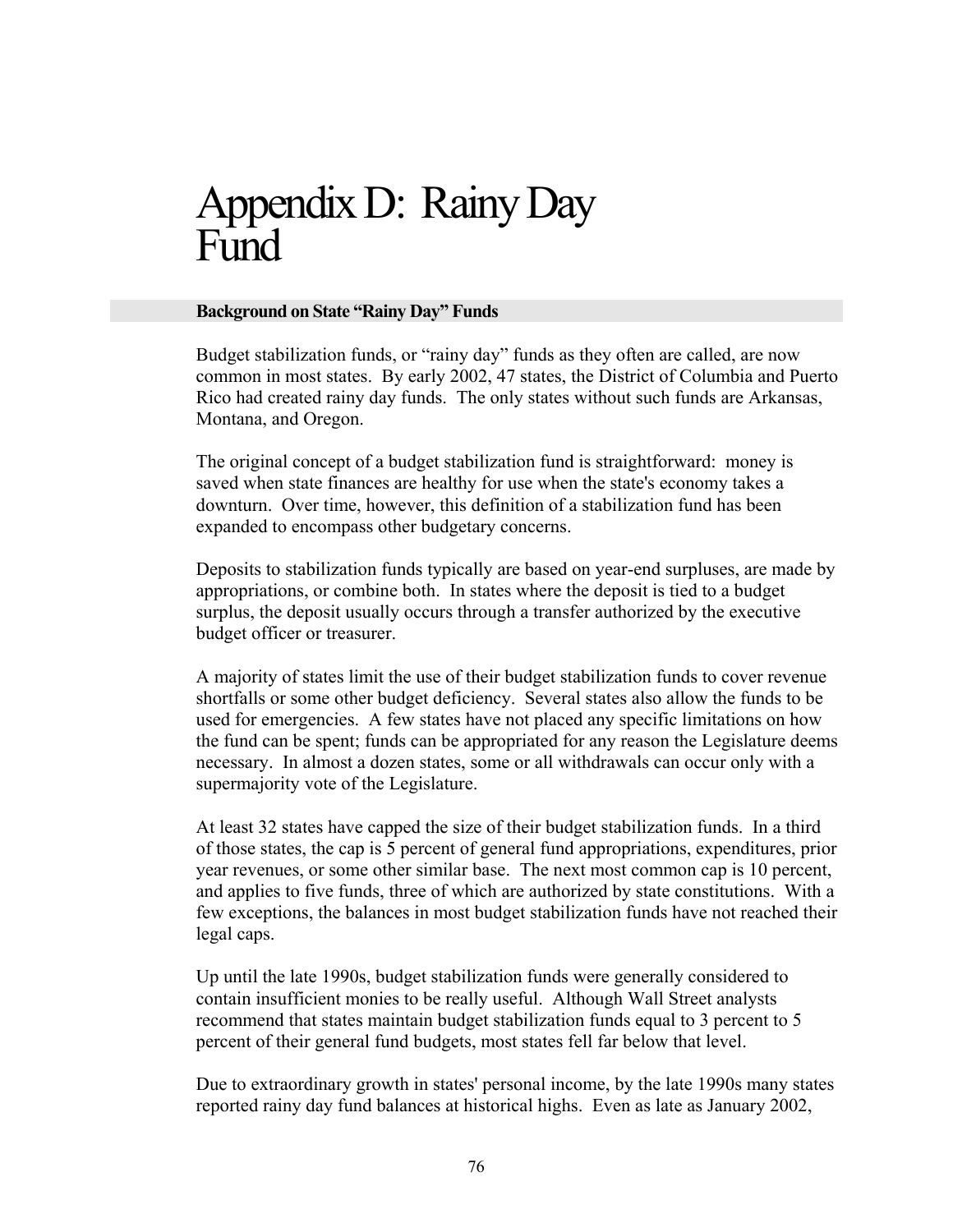# Appendix D: Rainy Day Fund

## Background on State "Rainy Day" Funds

Budget stabilization funds, or "rainy day" funds as they often are called, are now common in most states. By early 2002, 47 states, the District of Columbia and Puerto Rico had created rainy day funds. The only states without such funds are Arkansas, Montana, and Oregon.

The original concept of a budget stabilization fund is straightforward: money is saved when state finances are healthy for use when the state's economy takes a downturn. Over time, however, this definition of a stabilization fund has been expanded to encompass other budgetary concerns.

Deposits to stabilization funds typically are based on year-end surpluses, are made by appropriations, or combine both. In states where the deposit is tied to a budget surplus, the deposit usually occurs through a transfer authorized by the executive budget officer or treasurer.

A majority of states limit the use of their budget stabilization funds to cover revenue shortfalls or some other budget deficiency. Several states also allow the funds to be used for emergencies. A few states have not placed any specific limitations on how the fund can be spent; funds can be appropriated for any reason the Legislature deems necessary. In almost a dozen states, some or all withdrawals can occur only with a supermajority vote of the Legislature.

At least 32 states have capped the size of their budget stabilization funds. In a third of those states, the cap is 5 percent of general fund appropriations, expenditures, prior year revenues, or some other similar base. The next most common cap is 10 percent, and applies to five funds, three of which are authorized by state constitutions. With a few exceptions, the balances in most budget stabilization funds have not reached their legal caps.

Up until the late 1990s, budget stabilization funds were generally considered to contain insufficient monies to be really useful. Although Wall Street analysts recommend that states maintain budget stabilization funds equal to 3 percent to 5 percent of their general fund budgets, most states fell far below that level.

Due to extraordinary growth in states' personal income, by the late 1990s many states reported rainy day fund balances at historical highs. Even as late as January 2002,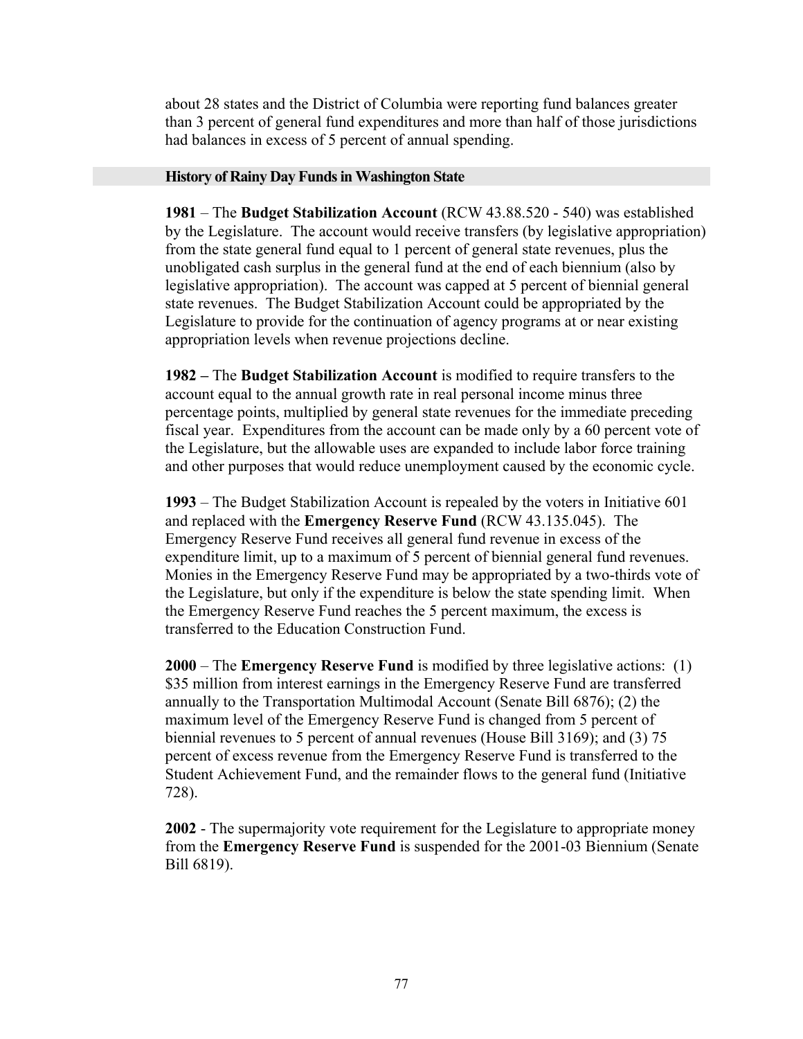about 28 states and the District of Columbia were reporting fund balances greater than 3 percent of general fund expenditures and more than half of those jurisdictions had balances in excess of 5 percent of annual spending.

### History of Rainy Day Funds in Washington State

**1981** – The **Budget Stabilization Account** (RCW 43.88.520 - 540) was established by the Legislature. The account would receive transfers (by legislative appropriation) from the state general fund equal to 1 percent of general state revenues, plus the unobligated cash surplus in the general fund at the end of each biennium (also by legislative appropriation). The account was capped at 5 percent of biennial general state revenues. The Budget Stabilization Account could be appropriated by the Legislature to provide for the continuation of agency programs at or near existing appropriation levels when revenue projections decline.

**1982 –** The **Budget Stabilization Account** is modified to require transfers to the account equal to the annual growth rate in real personal income minus three percentage points, multiplied by general state revenues for the immediate preceding fiscal year. Expenditures from the account can be made only by a 60 percent vote of the Legislature, but the allowable uses are expanded to include labor force training and other purposes that would reduce unemployment caused by the economic cycle.

**1993** – The Budget Stabilization Account is repealed by the voters in Initiative 601 and replaced with the **Emergency Reserve Fund** (RCW 43.135.045). The Emergency Reserve Fund receives all general fund revenue in excess of the expenditure limit, up to a maximum of 5 percent of biennial general fund revenues. Monies in the Emergency Reserve Fund may be appropriated by a two-thirds vote of the Legislature, but only if the expenditure is below the state spending limit. When the Emergency Reserve Fund reaches the 5 percent maximum, the excess is transferred to the Education Construction Fund.

**2000** – The **Emergency Reserve Fund** is modified by three legislative actions: (1) $35 million from interest earnings in the Emergency Reserve Fund are transferred annually to the Transportation Multimodal Account (Senate Bill 6876); (2) the maximum level of the Emergency Reserve Fund is changed from 5 percent of biennial revenues to 5 percent of annual revenues (House Bill 3169); and (3) 75 percent of excess revenue from the Emergency Reserve Fund is transferred to the Student Achievement Fund, and the remainder flows to the general fund (Initiative 728).

**2002** - The supermajority vote requirement for the Legislature to appropriate money from the **Emergency Reserve Fund** is suspended for the 2001-03 Biennium (Senate Bill 6819).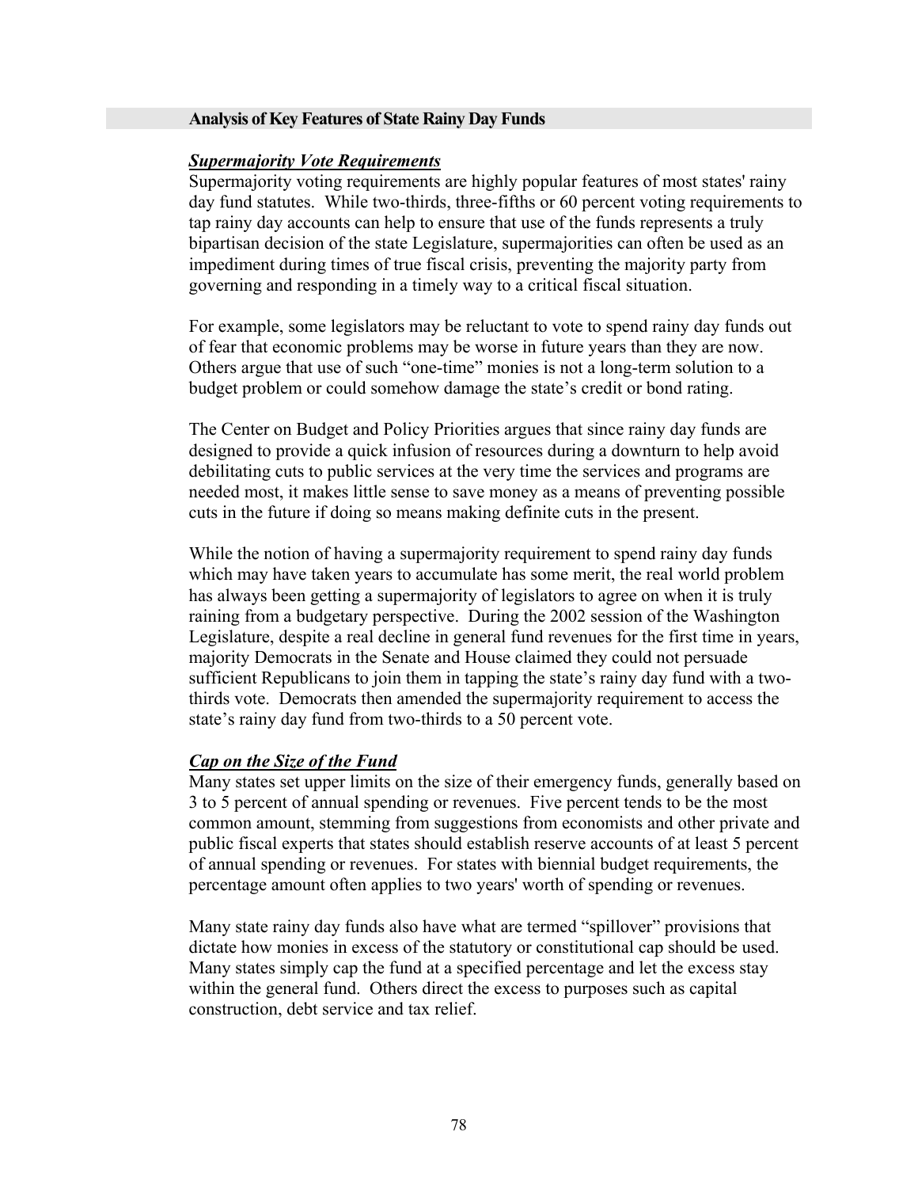## Analysis of Key Features of State Rainy Day Funds

### ***Supermajority Vote Requirements***

Supermajority voting requirements are highly popular features of most states' rainy day fund statutes. While two-thirds, three-fifths or 60 percent voting requirements to tap rainy day accounts can help to ensure that use of the funds represents a truly bipartisan decision of the state Legislature, supermajorities can often be used as an impediment during times of true fiscal crisis, preventing the majority party from governing and responding in a timely way to a critical fiscal situation.

For example, some legislators may be reluctant to vote to spend rainy day funds out of fear that economic problems may be worse in future years than they are now. Others argue that use of such "one-time" monies is not a long-term solution to a budget problem or could somehow damage the state's credit or bond rating.

The Center on Budget and Policy Priorities argues that since rainy day funds are designed to provide a quick infusion of resources during a downturn to help avoid debilitating cuts to public services at the very time the services and programs are needed most, it makes little sense to save money as a means of preventing possible cuts in the future if doing so means making definite cuts in the present.

While the notion of having a supermajority requirement to spend rainy day funds which may have taken years to accumulate has some merit, the real world problem has always been getting a supermajority of legislators to agree on when it is truly raining from a budgetary perspective. During the 2002 session of the Washington Legislature, despite a real decline in general fund revenues for the first time in years, majority Democrats in the Senate and House claimed they could not persuade sufficient Republicans to join them in tapping the state's rainy day fund with a two-thirds vote. Democrats then amended the supermajority requirement to access the state's rainy day fund from two-thirds to a 50 percent vote.

### ***Cap on the Size of the Fund***

Many states set upper limits on the size of their emergency funds, generally based on 3 to 5 percent of annual spending or revenues. Five percent tends to be the most common amount, stemming from suggestions from economists and other private and public fiscal experts that states should establish reserve accounts of at least 5 percent of annual spending or revenues. For states with biennial budget requirements, the percentage amount often applies to two years' worth of spending or revenues.

Many state rainy day funds also have what are termed "spillover" provisions that dictate how monies in excess of the statutory or constitutional cap should be used. Many states simply cap the fund at a specified percentage and let the excess stay within the general fund. Others direct the excess to purposes such as capital construction, debt service and tax relief.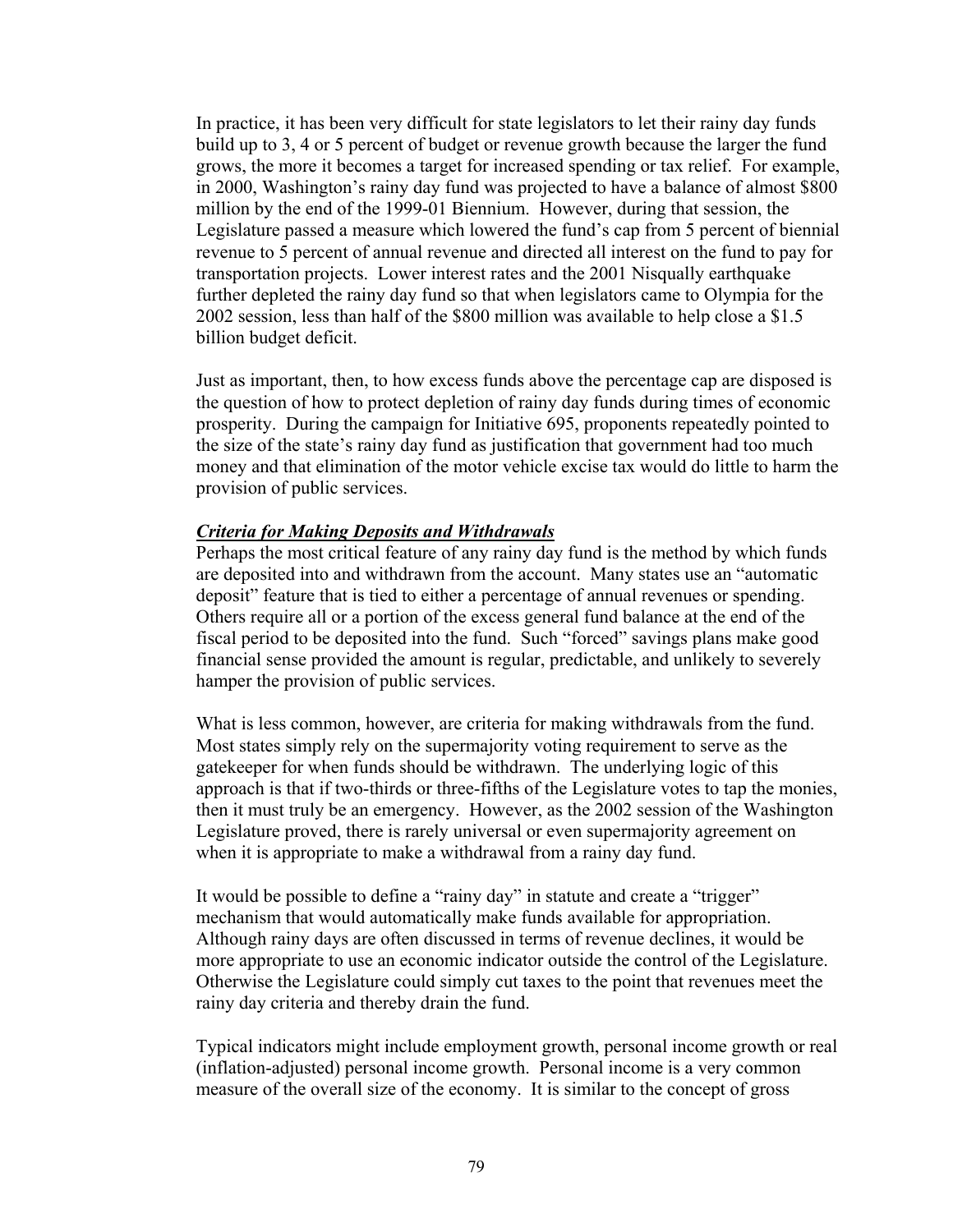In practice, it has been very difficult for state legislators to let their rainy day funds build up to 3, 4 or 5 percent of budget or revenue growth because the larger the fund grows, the more it becomes a target for increased spending or tax relief. For example, in 2000, Washington's rainy day fund was projected to have a balance of almost $800 million by the end of the 1999-01 Biennium. However, during that session, the Legislature passed a measure which lowered the fund's cap from 5 percent of biennial revenue to 5 percent of annual revenue and directed all interest on the fund to pay for transportation projects. Lower interest rates and the 2001 Nisqually earthquake further depleted the rainy day fund so that when legislators came to Olympia for the 2002 session, less than half of the $800 million was available to help close a $1.5 billion budget deficit.

Just as important, then, to how excess funds above the percentage cap are disposed is the question of how to protect depletion of rainy day funds during times of economic prosperity. During the campaign for Initiative 695, proponents repeatedly pointed to the size of the state's rainy day fund as justification that government had too much money and that elimination of the motor vehicle excise tax would do little to harm the provision of public services.

***Criteria for Making Deposits and Withdrawals***

Perhaps the most critical feature of any rainy day fund is the method by which funds are deposited into and withdrawn from the account. Many states use an "automatic deposit" feature that is tied to either a percentage of annual revenues or spending. Others require all or a portion of the excess general fund balance at the end of the fiscal period to be deposited into the fund. Such "forced" savings plans make good financial sense provided the amount is regular, predictable, and unlikely to severely hamper the provision of public services.

What is less common, however, are criteria for making withdrawals from the fund. Most states simply rely on the supermajority voting requirement to serve as the gatekeeper for when funds should be withdrawn. The underlying logic of this approach is that if two-thirds or three-fifths of the Legislature votes to tap the monies, then it must truly be an emergency. However, as the 2002 session of the Washington Legislature proved, there is rarely universal or even supermajority agreement on when it is appropriate to make a withdrawal from a rainy day fund.

It would be possible to define a "rainy day" in statute and create a "trigger" mechanism that would automatically make funds available for appropriation. Although rainy days are often discussed in terms of revenue declines, it would be more appropriate to use an economic indicator outside the control of the Legislature. Otherwise the Legislature could simply cut taxes to the point that revenues meet the rainy day criteria and thereby drain the fund.

Typical indicators might include employment growth, personal income growth or real (inflation-adjusted) personal income growth. Personal income is a very common measure of the overall size of the economy. It is similar to the concept of gross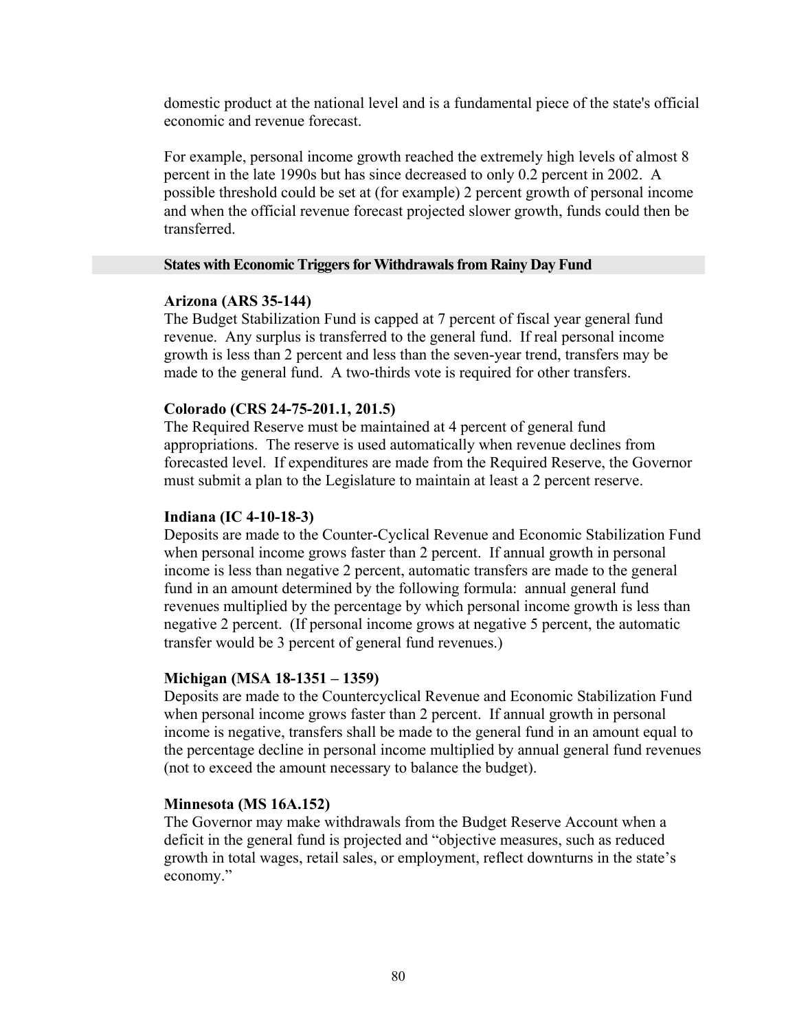domestic product at the national level and is a fundamental piece of the state's official economic and revenue forecast.

For example, personal income growth reached the extremely high levels of almost 8 percent in the late 1990s but has since decreased to only 0.2 percent in 2002. A possible threshold could be set at (for example) 2 percent growth of personal income and when the official revenue forecast projected slower growth, funds could then be transferred.

## States with Economic Triggers for Withdrawals from Rainy Day Fund

**Arizona (ARS 35-144)**
The Budget Stabilization Fund is capped at 7 percent of fiscal year general fund revenue. Any surplus is transferred to the general fund. If real personal income growth is less than 2 percent and less than the seven-year trend, transfers may be made to the general fund. A two-thirds vote is required for other transfers.

**Colorado (CRS 24-75-201.1, 201.5)**
The Required Reserve must be maintained at 4 percent of general fund appropriations. The reserve is used automatically when revenue declines from forecasted level. If expenditures are made from the Required Reserve, the Governor must submit a plan to the Legislature to maintain at least a 2 percent reserve.

**Indiana (IC 4-10-18-3)**
Deposits are made to the Counter-Cyclical Revenue and Economic Stabilization Fund when personal income grows faster than 2 percent. If annual growth in personal income is less than negative 2 percent, automatic transfers are made to the general fund in an amount determined by the following formula: annual general fund revenues multiplied by the percentage by which personal income growth is less than negative 2 percent. (If personal income grows at negative 5 percent, the automatic transfer would be 3 percent of general fund revenues.)

**Michigan (MSA 18-1351 – 1359)**
Deposits are made to the Countercyclical Revenue and Economic Stabilization Fund when personal income grows faster than 2 percent. If annual growth in personal income is negative, transfers shall be made to the general fund in an amount equal to the percentage decline in personal income multiplied by annual general fund revenues (not to exceed the amount necessary to balance the budget).

**Minnesota (MS 16A.152)**
The Governor may make withdrawals from the Budget Reserve Account when a deficit in the general fund is projected and "objective measures, such as reduced growth in total wages, retail sales, or employment, reflect downturns in the state's economy."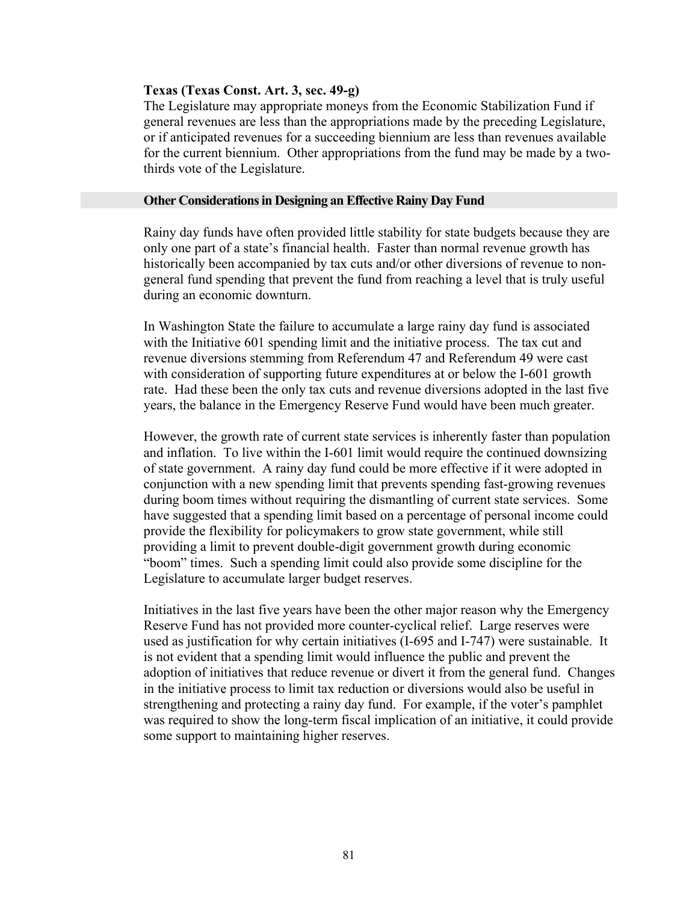**Texas (Texas Const. Art. 3, sec. 49-g)**
The Legislature may appropriate moneys from the Economic Stabilization Fund if general revenues are less than the appropriations made by the preceding Legislature, or if anticipated revenues for a succeeding biennium are less than revenues available for the current biennium. Other appropriations from the fund may be made by a two-thirds vote of the Legislature.

## Other Considerations in Designing an Effective Rainy Day Fund

Rainy day funds have often provided little stability for state budgets because they are only one part of a state's financial health. Faster than normal revenue growth has historically been accompanied by tax cuts and/or other diversions of revenue to non-general fund spending that prevent the fund from reaching a level that is truly useful during an economic downturn.

In Washington State the failure to accumulate a large rainy day fund is associated with the Initiative 601 spending limit and the initiative process. The tax cut and revenue diversions stemming from Referendum 47 and Referendum 49 were cast with consideration of supporting future expenditures at or below the I-601 growth rate. Had these been the only tax cuts and revenue diversions adopted in the last five years, the balance in the Emergency Reserve Fund would have been much greater.

However, the growth rate of current state services is inherently faster than population and inflation. To live within the I-601 limit would require the continued downsizing of state government. A rainy day fund could be more effective if it were adopted in conjunction with a new spending limit that prevents spending fast-growing revenues during boom times without requiring the dismantling of current state services. Some have suggested that a spending limit based on a percentage of personal income could provide the flexibility for policymakers to grow state government, while still providing a limit to prevent double-digit government growth during economic "boom" times. Such a spending limit could also provide some discipline for the Legislature to accumulate larger budget reserves.

Initiatives in the last five years have been the other major reason why the Emergency Reserve Fund has not provided more counter-cyclical relief. Large reserves were used as justification for why certain initiatives (I-695 and I-747) were sustainable. It is not evident that a spending limit would influence the public and prevent the adoption of initiatives that reduce revenue or divert it from the general fund. Changes in the initiative process to limit tax reduction or diversions would also be useful in strengthening and protecting a rainy day fund. For example, if the voter's pamphlet was required to show the long-term fiscal implication of an initiative, it could provide some support to maintaining higher reserves.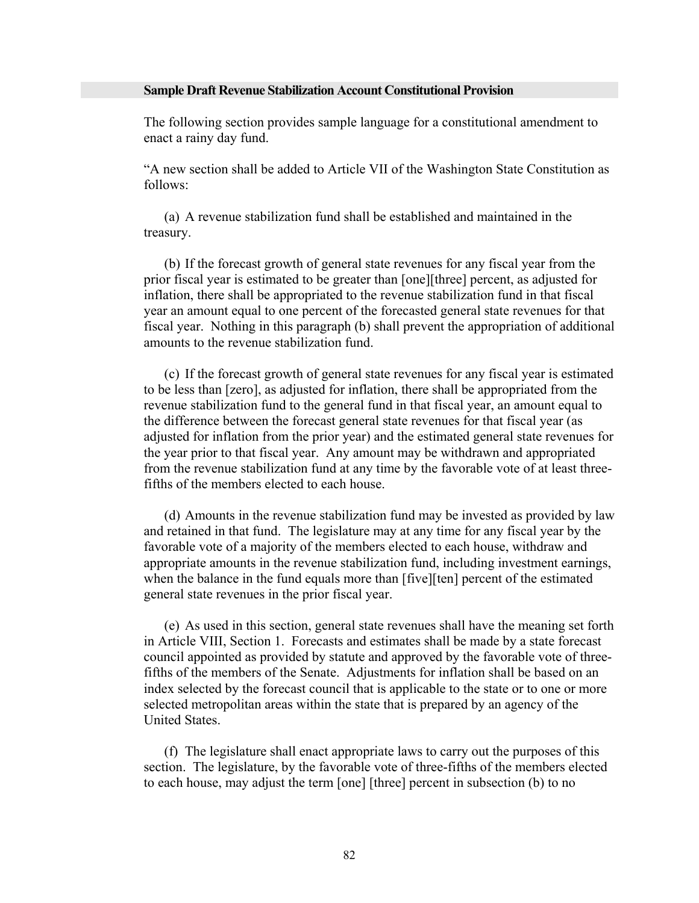## Sample Draft Revenue Stabilization Account Constitutional Provision

The following section provides sample language for a constitutional amendment to enact a rainy day fund.

"A new section shall be added to Article VII of the Washington State Constitution as follows:

(a) A revenue stabilization fund shall be established and maintained in the treasury.

(b) If the forecast growth of general state revenues for any fiscal year from the prior fiscal year is estimated to be greater than [one][three] percent, as adjusted for inflation, there shall be appropriated to the revenue stabilization fund in that fiscal year an amount equal to one percent of the forecasted general state revenues for that fiscal year. Nothing in this paragraph (b) shall prevent the appropriation of additional amounts to the revenue stabilization fund.

(c) If the forecast growth of general state revenues for any fiscal year is estimated to be less than [zero], as adjusted for inflation, there shall be appropriated from the revenue stabilization fund to the general fund in that fiscal year, an amount equal to the difference between the forecast general state revenues for that fiscal year (as adjusted for inflation from the prior year) and the estimated general state revenues for the year prior to that fiscal year. Any amount may be withdrawn and appropriated from the revenue stabilization fund at any time by the favorable vote of at least three-fifths of the members elected to each house.

(d) Amounts in the revenue stabilization fund may be invested as provided by law and retained in that fund. The legislature may at any time for any fiscal year by the favorable vote of a majority of the members elected to each house, withdraw and appropriate amounts in the revenue stabilization fund, including investment earnings, when the balance in the fund equals more than [five][ten] percent of the estimated general state revenues in the prior fiscal year.

(e) As used in this section, general state revenues shall have the meaning set forth in Article VIII, Section 1. Forecasts and estimates shall be made by a state forecast council appointed as provided by statute and approved by the favorable vote of three-fifths of the members of the Senate. Adjustments for inflation shall be based on an index selected by the forecast council that is applicable to the state or to one or more selected metropolitan areas within the state that is prepared by an agency of the United States.

(f) The legislature shall enact appropriate laws to carry out the purposes of this section. The legislature, by the favorable vote of three-fifths of the members elected to each house, may adjust the term [one] [three] percent in subsection (b) to no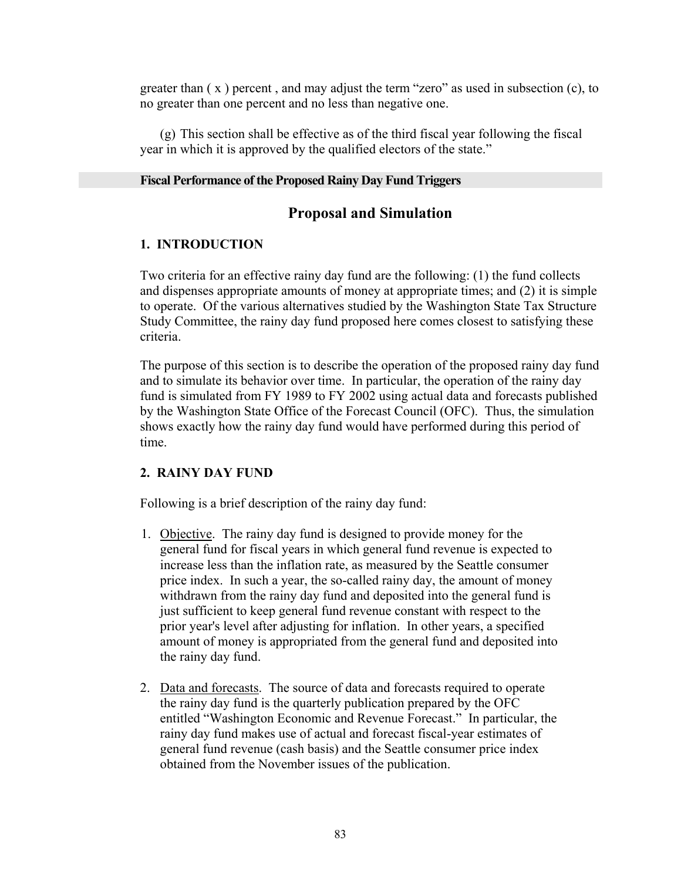greater than ( x ) percent , and may adjust the term "zero" as used in subsection (c), to no greater than one percent and no less than negative one.

(g) This section shall be effective as of the third fiscal year following the fiscal year in which it is approved by the qualified electors of the state."

**Fiscal Performance of the Proposed Rainy Day Fund Triggers**

## Proposal and Simulation

### 1. INTRODUCTION

Two criteria for an effective rainy day fund are the following: (1) the fund collects and dispenses appropriate amounts of money at appropriate times; and (2) it is simple to operate. Of the various alternatives studied by the Washington State Tax Structure Study Committee, the rainy day fund proposed here comes closest to satisfying these criteria.

The purpose of this section is to describe the operation of the proposed rainy day fund and to simulate its behavior over time. In particular, the operation of the rainy day fund is simulated from FY 1989 to FY 2002 using actual data and forecasts published by the Washington State Office of the Forecast Council (OFC). Thus, the simulation shows exactly how the rainy day fund would have performed during this period of time.

### 2. RAINY DAY FUND

Following is a brief description of the rainy day fund:

1. Objective. The rainy day fund is designed to provide money for the general fund for fiscal years in which general fund revenue is expected to increase less than the inflation rate, as measured by the Seattle consumer price index. In such a year, the so-called rainy day, the amount of money withdrawn from the rainy day fund and deposited into the general fund is just sufficient to keep general fund revenue constant with respect to the prior year's level after adjusting for inflation. In other years, a specified amount of money is appropriated from the general fund and deposited into the rainy day fund.

2. Data and forecasts. The source of data and forecasts required to operate the rainy day fund is the quarterly publication prepared by the OFC entitled "Washington Economic and Revenue Forecast." In particular, the rainy day fund makes use of actual and forecast fiscal-year estimates of general fund revenue (cash basis) and the Seattle consumer price index obtained from the November issues of the publication.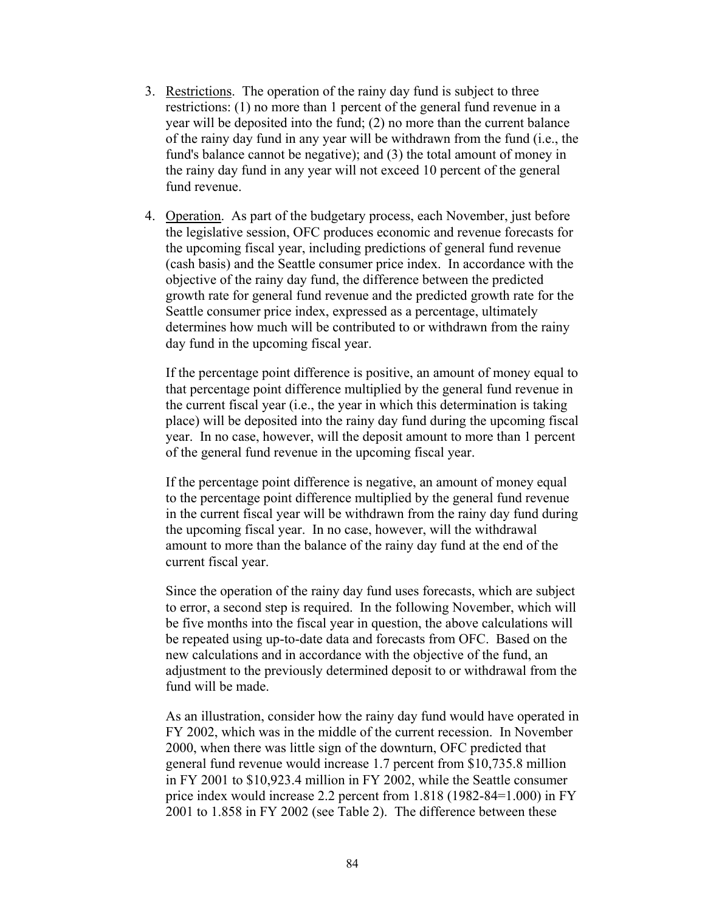3. Restrictions. The operation of the rainy day fund is subject to three restrictions: (1) no more than 1 percent of the general fund revenue in a year will be deposited into the fund; (2) no more than the current balance of the rainy day fund in any year will be withdrawn from the fund (i.e., the fund's balance cannot be negative); and (3) the total amount of money in the rainy day fund in any year will not exceed 10 percent of the general fund revenue.

4. Operation. As part of the budgetary process, each November, just before the legislative session, OFC produces economic and revenue forecasts for the upcoming fiscal year, including predictions of general fund revenue (cash basis) and the Seattle consumer price index. In accordance with the objective of the rainy day fund, the difference between the predicted growth rate for general fund revenue and the predicted growth rate for the Seattle consumer price index, expressed as a percentage, ultimately determines how much will be contributed to or withdrawn from the rainy day fund in the upcoming fiscal year.

   If the percentage point difference is positive, an amount of money equal to that percentage point difference multiplied by the general fund revenue in the current fiscal year (i.e., the year in which this determination is taking place) will be deposited into the rainy day fund during the upcoming fiscal year. In no case, however, will the deposit amount to more than 1 percent of the general fund revenue in the upcoming fiscal year.

   If the percentage point difference is negative, an amount of money equal to the percentage point difference multiplied by the general fund revenue in the current fiscal year will be withdrawn from the rainy day fund during the upcoming fiscal year. In no case, however, will the withdrawal amount to more than the balance of the rainy day fund at the end of the current fiscal year.

   Since the operation of the rainy day fund uses forecasts, which are subject to error, a second step is required. In the following November, which will be five months into the fiscal year in question, the above calculations will be repeated using up-to-date data and forecasts from OFC. Based on the new calculations and in accordance with the objective of the fund, an adjustment to the previously determined deposit to or withdrawal from the fund will be made.

   As an illustration, consider how the rainy day fund would have operated in FY 2002, which was in the middle of the current recession. In November 2000, when there was little sign of the downturn, OFC predicted that general fund revenue would increase 1.7 percent from $10,735.8 million in FY 2001 to $10,923.4 million in FY 2002, while the Seattle consumer price index would increase 2.2 percent from 1.818 (1982-84=1.000) in FY 2001 to 1.858 in FY 2002 (see Table 2). The difference between these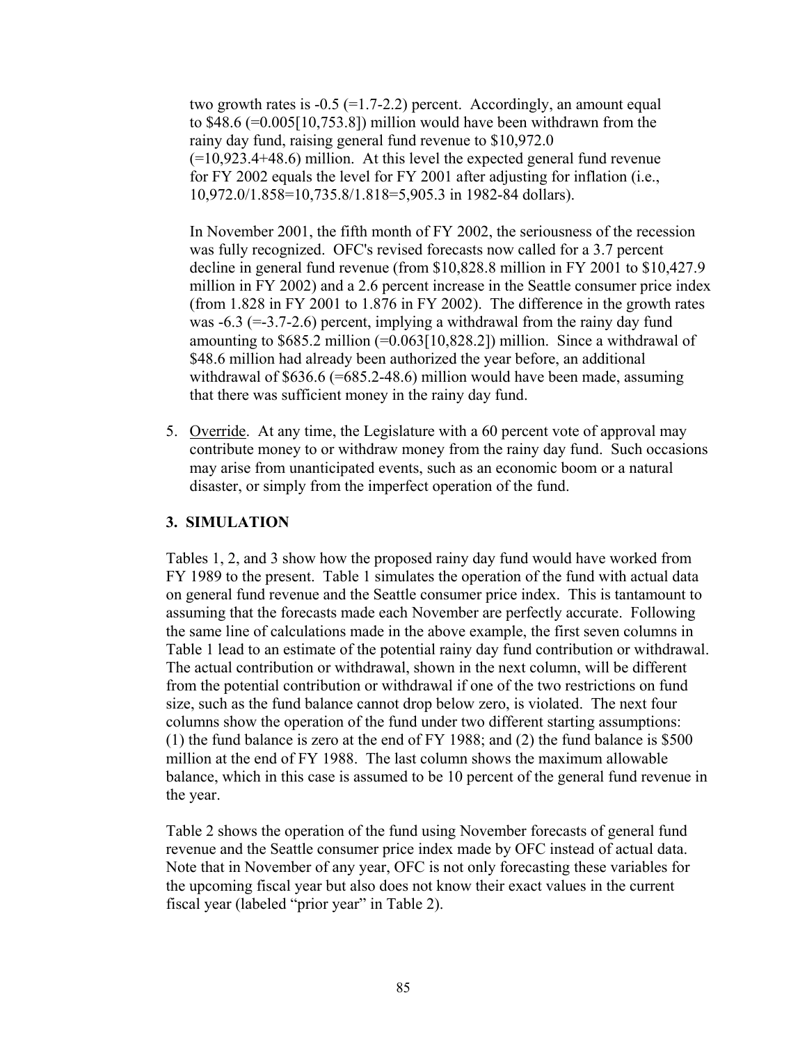two growth rates is -0.5 (=1.7-2.2) percent. Accordingly, an amount equal to $48.6 (=0.005[10,753.8]) million would have been withdrawn from the rainy day fund, raising general fund revenue to $10,972.0 (=10,923.4+48.6) million. At this level the expected general fund revenue for FY 2002 equals the level for FY 2001 after adjusting for inflation (i.e., 10,972.0/1.858=10,735.8/1.818=5,905.3 in 1982-84 dollars).

In November 2001, the fifth month of FY 2002, the seriousness of the recession was fully recognized. OFC's revised forecasts now called for a 3.7 percent decline in general fund revenue (from $10,828.8 million in FY 2001 to $10,427.9 million in FY 2002) and a 2.6 percent increase in the Seattle consumer price index (from 1.828 in FY 2001 to 1.876 in FY 2002). The difference in the growth rates was -6.3 (=-3.7-2.6) percent, implying a withdrawal from the rainy day fund amounting to $685.2 million (=0.063[10,828.2]) million. Since a withdrawal of $48.6 million had already been authorized the year before, an additional withdrawal of $636.6 (=685.2-48.6) million would have been made, assuming that there was sufficient money in the rainy day fund.

5. Override. At any time, the Legislature with a 60 percent vote of approval may contribute money to or withdraw money from the rainy day fund. Such occasions may arise from unanticipated events, such as an economic boom or a natural disaster, or simply from the imperfect operation of the fund.

## 3. SIMULATION

Tables 1, 2, and 3 show how the proposed rainy day fund would have worked from FY 1989 to the present. Table 1 simulates the operation of the fund with actual data on general fund revenue and the Seattle consumer price index. This is tantamount to assuming that the forecasts made each November are perfectly accurate. Following the same line of calculations made in the above example, the first seven columns in Table 1 lead to an estimate of the potential rainy day fund contribution or withdrawal. The actual contribution or withdrawal, shown in the next column, will be different from the potential contribution or withdrawal if one of the two restrictions on fund size, such as the fund balance cannot drop below zero, is violated. The next four columns show the operation of the fund under two different starting assumptions: (1) the fund balance is zero at the end of FY 1988; and (2) the fund balance is $500 million at the end of FY 1988. The last column shows the maximum allowable balance, which in this case is assumed to be 10 percent of the general fund revenue in the year.

Table 2 shows the operation of the fund using November forecasts of general fund revenue and the Seattle consumer price index made by OFC instead of actual data. Note that in November of any year, OFC is not only forecasting these variables for the upcoming fiscal year but also does not know their exact values in the current fiscal year (labeled "prior year" in Table 2).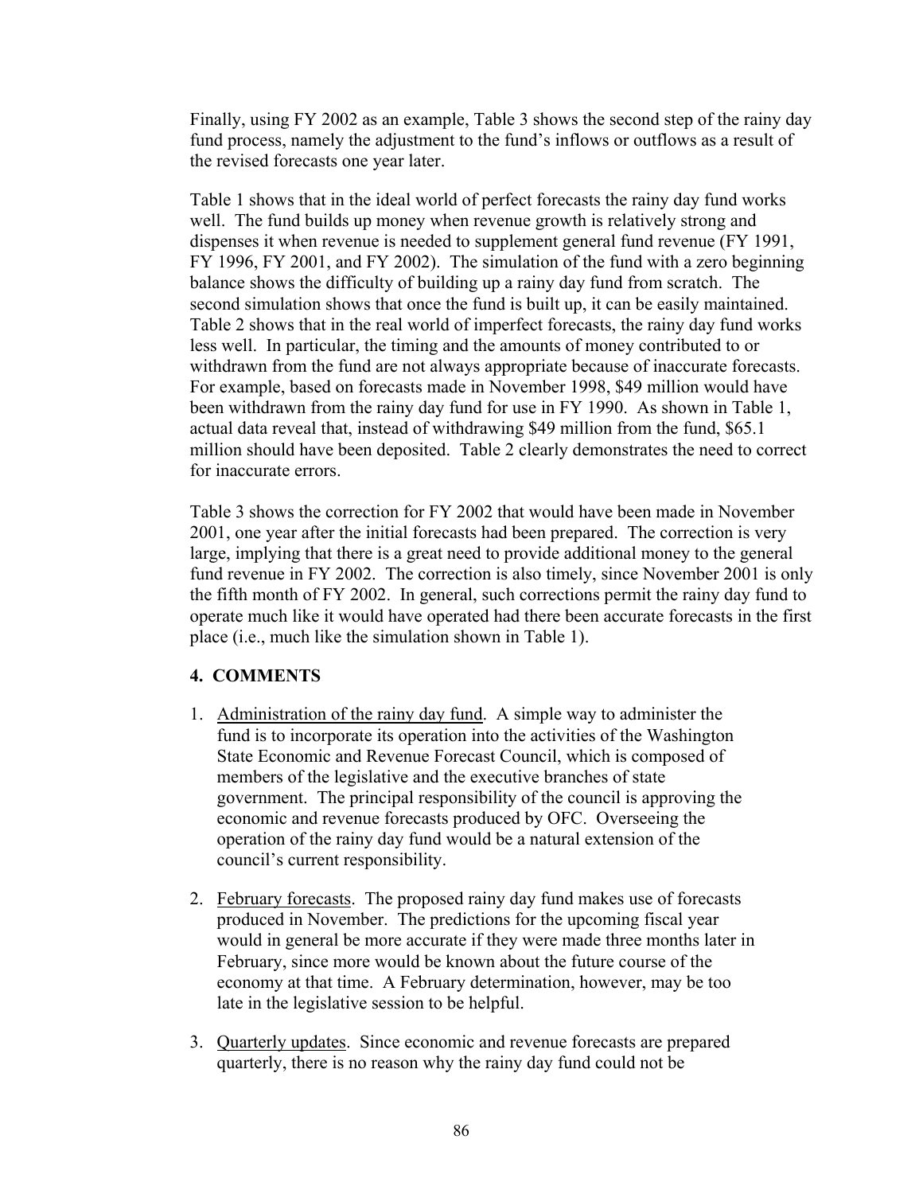Finally, using FY 2002 as an example, Table 3 shows the second step of the rainy day fund process, namely the adjustment to the fund's inflows or outflows as a result of the revised forecasts one year later.

Table 1 shows that in the ideal world of perfect forecasts the rainy day fund works well. The fund builds up money when revenue growth is relatively strong and dispenses it when revenue is needed to supplement general fund revenue (FY 1991, FY 1996, FY 2001, and FY 2002). The simulation of the fund with a zero beginning balance shows the difficulty of building up a rainy day fund from scratch. The second simulation shows that once the fund is built up, it can be easily maintained. Table 2 shows that in the real world of imperfect forecasts, the rainy day fund works less well. In particular, the timing and the amounts of money contributed to or withdrawn from the fund are not always appropriate because of inaccurate forecasts. For example, based on forecasts made in November 1998, $49 million would have been withdrawn from the rainy day fund for use in FY 1990. As shown in Table 1, actual data reveal that, instead of withdrawing $49 million from the fund, $65.1 million should have been deposited. Table 2 clearly demonstrates the need to correct for inaccurate errors.

Table 3 shows the correction for FY 2002 that would have been made in November 2001, one year after the initial forecasts had been prepared. The correction is very large, implying that there is a great need to provide additional money to the general fund revenue in FY 2002. The correction is also timely, since November 2001 is only the fifth month of FY 2002. In general, such corrections permit the rainy day fund to operate much like it would have operated had there been accurate forecasts in the first place (i.e., much like the simulation shown in Table 1).

## 4. COMMENTS

1. Administration of the rainy day fund. A simple way to administer the fund is to incorporate its operation into the activities of the Washington State Economic and Revenue Forecast Council, which is composed of members of the legislative and the executive branches of state government. The principal responsibility of the council is approving the economic and revenue forecasts produced by OFC. Overseeing the operation of the rainy day fund would be a natural extension of the council's current responsibility.

2. February forecasts. The proposed rainy day fund makes use of forecasts produced in November. The predictions for the upcoming fiscal year would in general be more accurate if they were made three months later in February, since more would be known about the future course of the economy at that time. A February determination, however, may be too late in the legislative session to be helpful.

3. Quarterly updates. Since economic and revenue forecasts are prepared quarterly, there is no reason why the rainy day fund could not be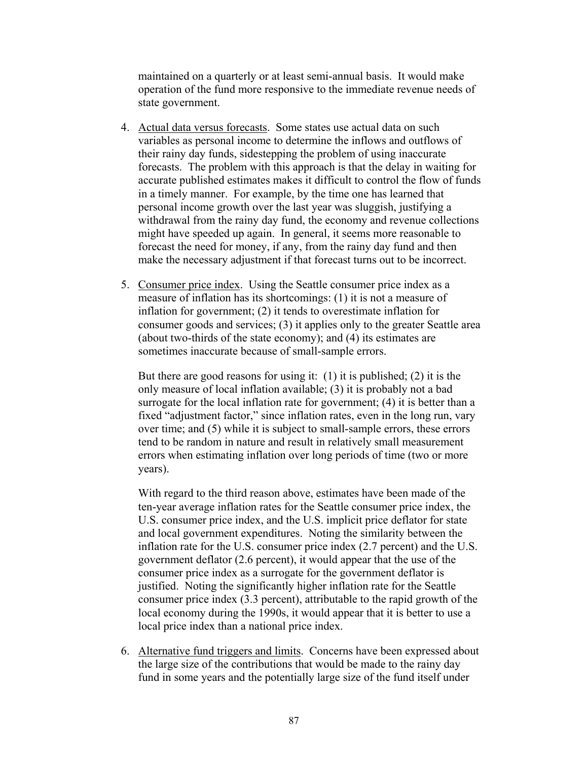maintained on a quarterly or at least semi-annual basis. It would make operation of the fund more responsive to the immediate revenue needs of state government.

4. Actual data versus forecasts. Some states use actual data on such variables as personal income to determine the inflows and outflows of their rainy day funds, sidestepping the problem of using inaccurate forecasts. The problem with this approach is that the delay in waiting for accurate published estimates makes it difficult to control the flow of funds in a timely manner. For example, by the time one has learned that personal income growth over the last year was sluggish, justifying a withdrawal from the rainy day fund, the economy and revenue collections might have speeded up again. In general, it seems more reasonable to forecast the need for money, if any, from the rainy day fund and then make the necessary adjustment if that forecast turns out to be incorrect.

5. Consumer price index. Using the Seattle consumer price index as a measure of inflation has its shortcomings: (1) it is not a measure of inflation for government; (2) it tends to overestimate inflation for consumer goods and services; (3) it applies only to the greater Seattle area (about two-thirds of the state economy); and (4) its estimates are sometimes inaccurate because of small-sample errors.

   But there are good reasons for using it: (1) it is published; (2) it is the only measure of local inflation available; (3) it is probably not a bad surrogate for the local inflation rate for government; (4) it is better than a fixed "adjustment factor," since inflation rates, even in the long run, vary over time; and (5) while it is subject to small-sample errors, these errors tend to be random in nature and result in relatively small measurement errors when estimating inflation over long periods of time (two or more years).

   With regard to the third reason above, estimates have been made of the ten-year average inflation rates for the Seattle consumer price index, the U.S. consumer price index, and the U.S. implicit price deflator for state and local government expenditures. Noting the similarity between the inflation rate for the U.S. consumer price index (2.7 percent) and the U.S. government deflator (2.6 percent), it would appear that the use of the consumer price index as a surrogate for the government deflator is justified. Noting the significantly higher inflation rate for the Seattle consumer price index (3.3 percent), attributable to the rapid growth of the local economy during the 1990s, it would appear that it is better to use a local price index than a national price index.

6. Alternative fund triggers and limits. Concerns have been expressed about the large size of the contributions that would be made to the rainy day fund in some years and the potentially large size of the fund itself under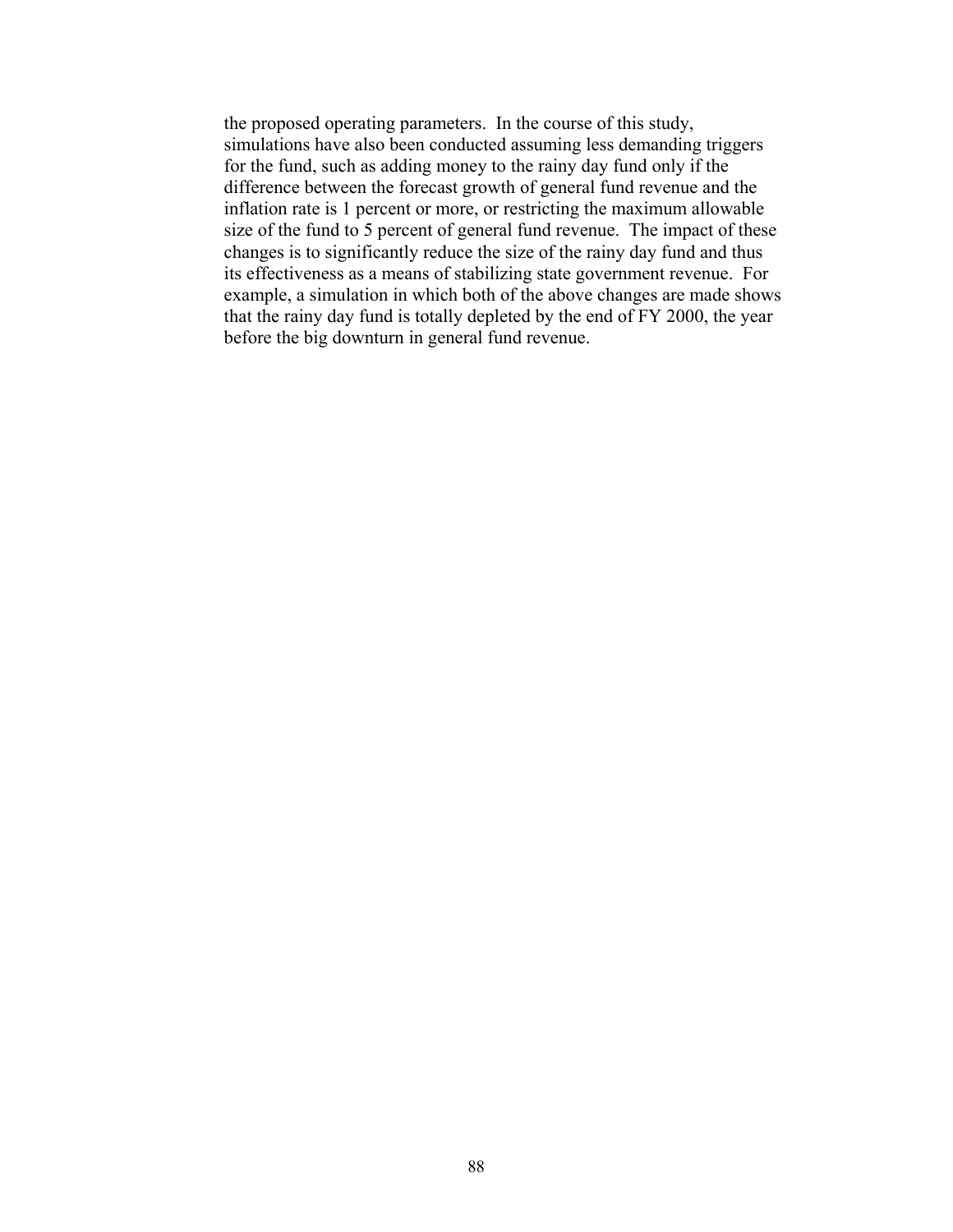the proposed operating parameters. In the course of this study, simulations have also been conducted assuming less demanding triggers for the fund, such as adding money to the rainy day fund only if the difference between the forecast growth of general fund revenue and the inflation rate is 1 percent or more, or restricting the maximum allowable size of the fund to 5 percent of general fund revenue. The impact of these changes is to significantly reduce the size of the rainy day fund and thus its effectiveness as a means of stabilizing state government revenue. For example, a simulation in which both of the above changes are made shows that the rainy day fund is totally depleted by the end of FY 2000, the year before the big downturn in general fund revenue.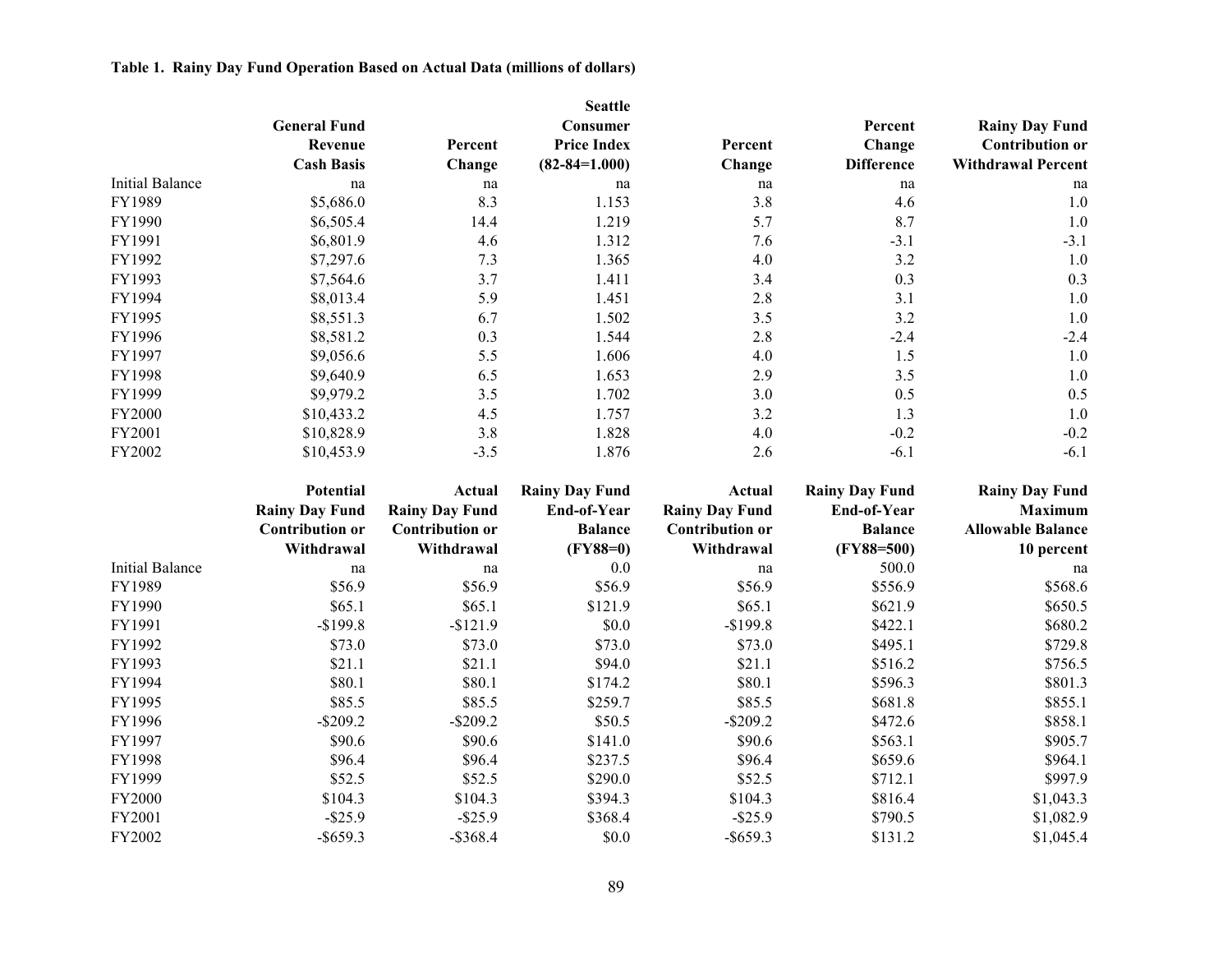**Table 1. Rainy Day Fund Operation Based on Actual Data (millions of dollars)**

| | General Fund Revenue Cash Basis | Percent Change | Seattle Consumer Price Index (82-84=1.000) | Percent Change | Percent Change Difference | Rainy Day Fund Contribution or Withdrawal Percent |
|---|---|---|---|---|---|---|
| Initial Balance | na | na | na | na | na | na |
| FY1989 | $5,686.0 | 8.3 | 1.153 | 3.8 | 4.6 | 1.0 |
| FY1990 | $6,505.4 | 14.4 | 1.219 | 5.7 | 8.7 | 1.0 |
| FY1991 | $6,801.9 | 4.6 | 1.312 | 7.6 | -3.1 | -3.1 |
| FY1992 | $7,297.6 | 7.3 | 1.365 | 4.0 | 3.2 | 1.0 |
| FY1993 | $7,564.6 | 3.7 | 1.411 | 3.4 | 0.3 | 0.3 |
| FY1994 | $8,013.4 | 5.9 | 1.451 | 2.8 | 3.1 | 1.0 |
| FY1995 | $8,551.3 | 6.7 | 1.502 | 3.5 | 3.2 | 1.0 |
| FY1996 | $8,581.2 | 0.3 | 1.544 | 2.8 | -2.4 | -2.4 |
| FY1997 | $9,056.6 | 5.5 | 1.606 | 4.0 | 1.5 | 1.0 |
| FY1998 | $9,640.9 | 6.5 | 1.653 | 2.9 | 3.5 | 1.0 |
| FY1999 | $9,979.2 | 3.5 | 1.702 | 3.0 | 0.5 | 0.5 |
| FY2000 | $10,433.2 | 4.5 | 1.757 | 3.2 | 1.3 | 1.0 |
| FY2001 | $10,828.9 | 3.8 | 1.828 | 4.0 | -0.2 | -0.2 |
| FY2002 | $10,453.9 | -3.5 | 1.876 | 2.6 | -6.1 | -6.1 |

| | Potential Rainy Day Fund Contribution or Withdrawal | Actual Rainy Day Fund Contribution or Withdrawal | Rainy Day Fund End-of-Year Balance (FY88=0) | Actual Rainy Day Fund Contribution or Withdrawal | Rainy Day Fund End-of-Year Balance (FY88=500) | Rainy Day Fund Maximum Allowable Balance 10 percent |
|---|---|---|---|---|---|---|
| Initial Balance | na | na | 0.0 | na | 500.0 | na |
| FY1989 | $56.9 | $56.9 | $56.9 | $56.9 | $556.9 | $568.6 |
| FY1990 | $65.1 | $65.1 | $121.9 | $65.1 | $621.9 | $650.5 |
| FY1991 | -$199.8 | -$121.9 | $0.0 | -$199.8 | $422.1 | $680.2 |
| FY1992 | $73.0 | $73.0 | $73.0 | $73.0 | $495.1 | $729.8 |
| FY1993 | $21.1 | $21.1 | $94.0 | $21.1 | $516.2 | $756.5 |
| FY1994 | $80.1 | $80.1 | $174.2 | $80.1 | $596.3 | $801.3 |
| FY1995 | $85.5 | $85.5 | $259.7 | $85.5 | $681.8 | $855.1 |
| FY1996 | -$209.2 | -$209.2 | $50.5 | -$209.2 | $472.6 | $858.1 |
| FY1997 | $90.6 | $90.6 | $141.0 | $90.6 | $563.1 | $905.7 |
| FY1998 | $96.4 | $96.4 | $237.5 | $96.4 | $659.6 | $964.1 |
| FY1999 | $52.5 | $52.5 | $290.0 | $52.5 | $712.1 | $997.9 |
| FY2000 | $104.3 | $104.3 | $394.3 | $104.3 | $816.4 | $1,043.3 |
| FY2001 | -$25.9 | -$25.9 | $368.4 | -$25.9 | $790.5 | $1,082.9 |
| FY2002 | -$659.3 | -$368.4 | $0.0 | -$659.3 | $131.2 | $1,045.4 |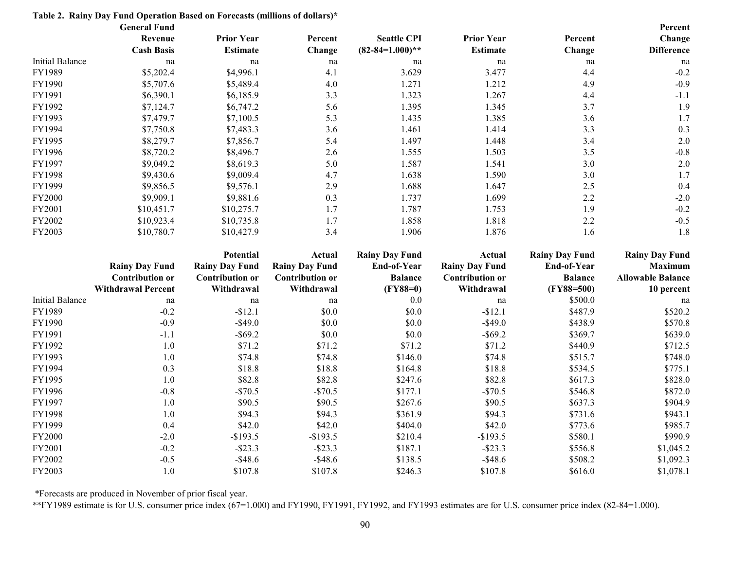**Table 2. Rainy Day Fund Operation Based on Forecasts (millions of dollars)***

|  | General Fund Revenue Cash Basis | Prior Year Estimate | Percent Change | Seattle CPI (82-84=1.000)** | Prior Year Estimate | Percent Change | Percent Change Difference |
|---|---|---|---|---|---|---|---|
| Initial Balance | na | na | na | na | na | na | na |
| FY1989 | $5,202.4 | $4,996.1 | 4.1 | 3.629 | 3.477 | 4.4 | -0.2 |
| FY1990 | $5,707.6 | $5,489.4 | 4.0 | 1.271 | 1.212 | 4.9 | -0.9 |
| FY1991 | $6,390.1 | $6,185.9 | 3.3 | 1.323 | 1.267 | 4.4 | -1.1 |
| FY1992 | $7,124.7 | $6,747.2 | 5.6 | 1.395 | 1.345 | 3.7 | 1.9 |
| FY1993 | $7,479.7 | $7,100.5 | 5.3 | 1.435 | 1.385 | 3.6 | 1.7 |
| FY1994 | $7,750.8 | $7,483.3 | 3.6 | 1.461 | 1.414 | 3.3 | 0.3 |
| FY1995 | $8,279.7 | $7,856.7 | 5.4 | 1.497 | 1.448 | 3.4 | 2.0 |
| FY1996 | $8,720.2 | $8,496.7 | 2.6 | 1.555 | 1.503 | 3.5 | -0.8 |
| FY1997 | $9,049.2 | $8,619.3 | 5.0 | 1.587 | 1.541 | 3.0 | 2.0 |
| FY1998 | $9,430.6 | $9,009.4 | 4.7 | 1.638 | 1.590 | 3.0 | 1.7 |
| FY1999 | $9,856.5 | $9,576.1 | 2.9 | 1.688 | 1.647 | 2.5 | 0.4 |
| FY2000 | $9,909.1 | $9,881.6 | 0.3 | 1.737 | 1.699 | 2.2 | -2.0 |
| FY2001 | $10,451.7 | $10,275.7 | 1.7 | 1.787 | 1.753 | 1.9 | -0.2 |
| FY2002 | $10,923.4 | $10,735.8 | 1.7 | 1.858 | 1.818 | 2.2 | -0.5 |
| FY2003 | $10,780.7 | $10,427.9 | 3.4 | 1.906 | 1.876 | 1.6 | 1.8 |

|  | Rainy Day Fund Contribution or Withdrawal Percent | Potential Rainy Day Fund Contribution or Withdrawal | Actual Rainy Day Fund Contribution or Withdrawal | Rainy Day Fund End-of-Year Balance (FY88=0) | Actual Rainy Day Fund Contribution or Withdrawal | Rainy Day Fund End-of-Year Balance (FY88=500) | Rainy Day Fund Maximum Allowable Balance 10 percent |
|---|---|---|---|---|---|---|---|
| Initial Balance | na | na | na | 0.0 | na | $500.0 | na |
| FY1989 | -0.2 | -$12.1 | $0.0 | $0.0 | -$12.1 | $487.9 | $520.2 |
| FY1990 | -0.9 | -$49.0 | $0.0 | $0.0 | -$49.0 | $438.9 | $570.8 |
| FY1991 | -1.1 | -$69.2 | $0.0 | $0.0 | -$69.2 | $369.7 | $639.0 |
| FY1992 | 1.0 | $71.2 | $71.2 | $71.2 | $71.2 | $440.9 | $712.5 |
| FY1993 | 1.0 | $74.8 | $74.8 | $146.0 | $74.8 | $515.7 | $748.0 |
| FY1994 | 0.3 | $18.8 | $18.8 | $164.8 | $18.8 | $534.5 | $775.1 |
| FY1995 | 1.0 | $82.8 | $82.8 | $247.6 | $82.8 | $617.3 | $828.0 |
| FY1996 | -0.8 | -$70.5 | -$70.5 | $177.1 | -$70.5 | $546.8 | $872.0 |
| FY1997 | 1.0 | $90.5 | $90.5 | $267.6 | $90.5 | $637.3 | $904.9 |
| FY1998 | 1.0 | $94.3 | $94.3 | $361.9 | $94.3 | $731.6 | $943.1 |
| FY1999 | 0.4 | $42.0 | $42.0 | $404.0 | $42.0 | $773.6 | $985.7 |
| FY2000 | -2.0 | -$193.5 | -$193.5 | $210.4 | -$193.5 | $580.1 | $990.9 |
| FY2001 | -0.2 | -$23.3 | -$23.3 | $187.1 | -$23.3 | $556.8 | $1,045.2 |
| FY2002 | -0.5 | -$48.6 | -$48.6 | $138.5 | -$48.6 | $508.2 | $1,092.3 |
| FY2003 | 1.0 | $107.8 | $107.8 | $246.3 | $107.8 | $616.0 | $1,078.1 |

*Forecasts are produced in November of prior fiscal year.

**FY1989 estimate is for U.S. consumer price index (67=1.000) and FY1990, FY1991, FY1992, and FY1993 estimates are for U.S. consumer price index (82-84=1.000).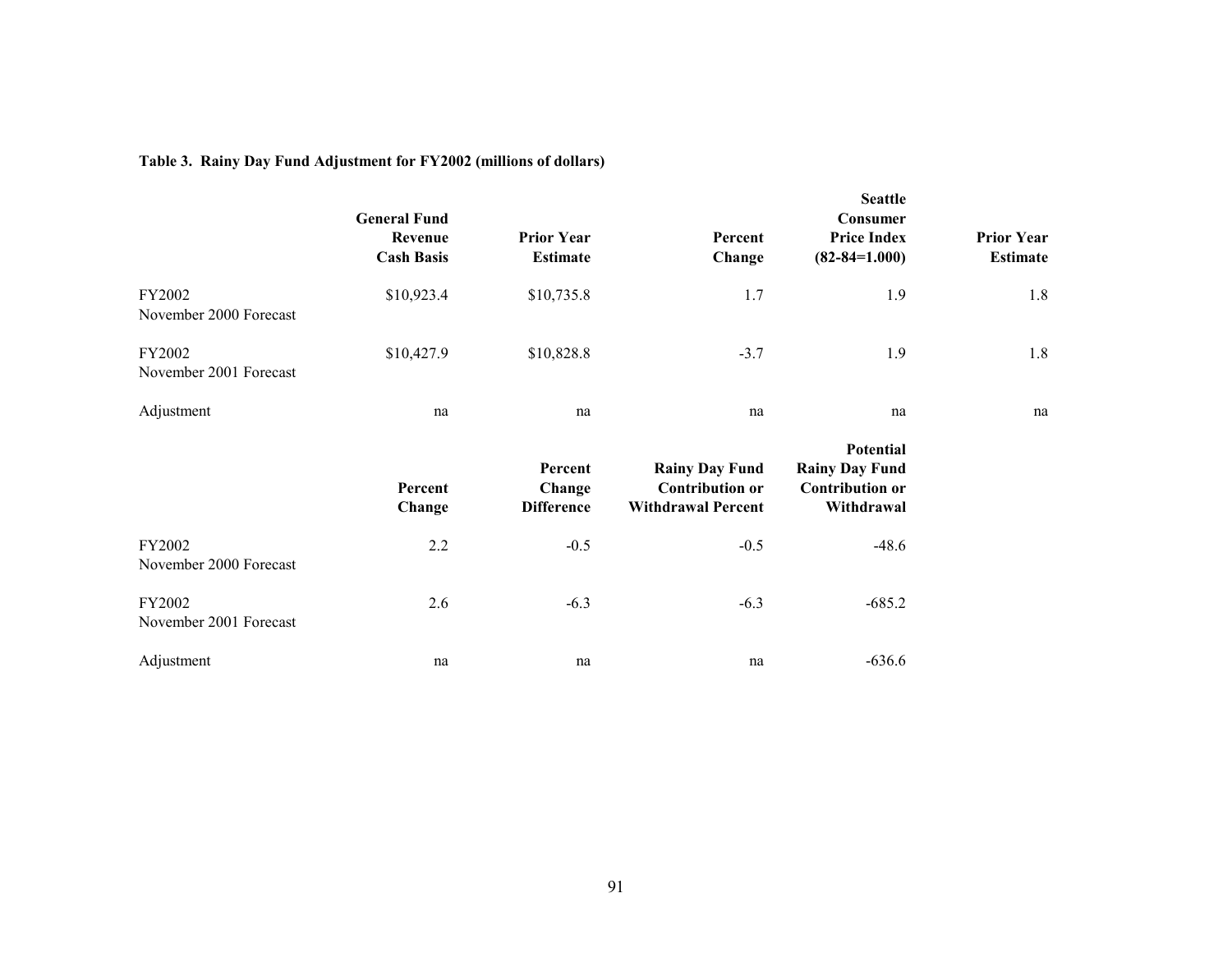**Table 3. Rainy Day Fund Adjustment for FY2002 (millions of dollars)**

| | General Fund Revenue Cash Basis | Prior Year Estimate | Percent Change | Seattle Consumer Price Index (82-84=1.000) | Prior Year Estimate |
|---|---|---|---|---|---|
| FY2002 November 2000 Forecast | $10,923.4 | $10,735.8 | 1.7 | 1.9 | 1.8 |
| FY2002 November 2001 Forecast | $10,427.9 | $10,828.8 | -3.7 | 1.9 | 1.8 |
| Adjustment | na | na | na | na | na |

| | Percent Change | Percent Change Difference | Rainy Day Fund Contribution or Withdrawal Percent | Potential Rainy Day Fund Contribution or Withdrawal |
|---|---|---|---|---|
| FY2002 November 2000 Forecast | 2.2 | -0.5 | -0.5 | -48.6 |
| FY2002 November 2001 Forecast | 2.6 | -6.3 | -6.3 | -685.2 |
| Adjustment | na | na | na | -636.6 |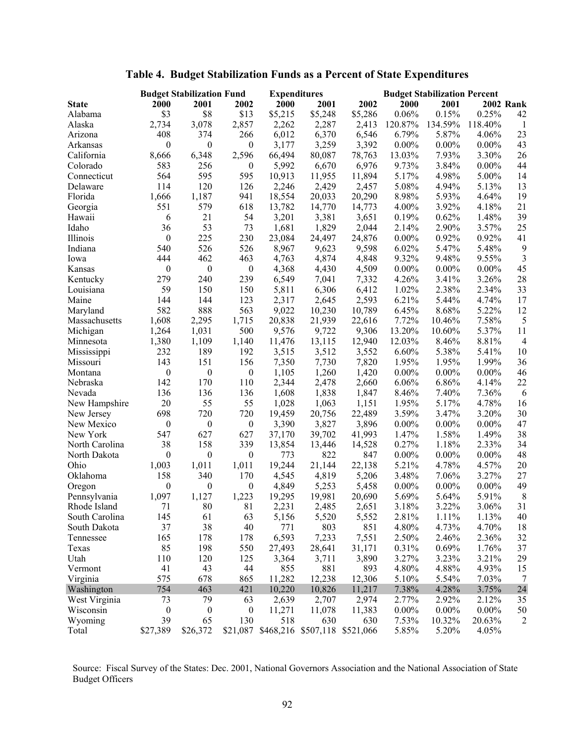# Table 4. Budget Stabilization Funds as a Percent of State Expenditures

| | Budget Stabilization Fund | | | Expenditures | | | Budget Stabilization Percent | | | |
|---|---|---|---|---|---|---|---|---|---|---|
| State | 2000 | 2001 | 2002 | 2000 | 2001 | 2002 | 2000 | 2001 | 2002 | Rank |
| Alabama | $3 | $8 | $13 | $5,215 | $5,248 | $5,286 | 0.06% | 0.15% | 0.25% | 42 |
| Alaska | 2,734 | 3,078 | 2,857 | 2,262 | 2,287 | 2,413 | 120.87% | 134.59% | 118.40% | 1 |
| Arizona | 408 | 374 | 266 | 6,012 | 6,370 | 6,546 | 6.79% | 5.87% | 4.06% | 23 |
| Arkansas | 0 | 0 | 0 | 3,177 | 3,259 | 3,392 | 0.00% | 0.00% | 0.00% | 43 |
| California | 8,666 | 6,348 | 2,596 | 66,494 | 80,087 | 78,763 | 13.03% | 7.93% | 3.30% | 26 |
| Colorado | 583 | 256 | 0 | 5,992 | 6,670 | 6,976 | 9.73% | 3.84% | 0.00% | 44 |
| Connecticut | 564 | 595 | 595 | 10,913 | 11,955 | 11,894 | 5.17% | 4.98% | 5.00% | 14 |
| Delaware | 114 | 120 | 126 | 2,246 | 2,429 | 2,457 | 5.08% | 4.94% | 5.13% | 13 |
| Florida | 1,666 | 1,187 | 941 | 18,554 | 20,033 | 20,290 | 8.98% | 5.93% | 4.64% | 19 |
| Georgia | 551 | 579 | 618 | 13,782 | 14,770 | 14,773 | 4.00% | 3.92% | 4.18% | 21 |
| Hawaii | 6 | 21 | 54 | 3,201 | 3,381 | 3,651 | 0.19% | 0.62% | 1.48% | 39 |
| Idaho | 36 | 53 | 73 | 1,681 | 1,829 | 2,044 | 2.14% | 2.90% | 3.57% | 25 |
| Illinois | 0 | 225 | 230 | 23,084 | 24,497 | 24,876 | 0.00% | 0.92% | 0.92% | 41 |
| Indiana | 540 | 526 | 526 | 8,967 | 9,623 | 9,598 | 6.02% | 5.47% | 5.48% | 9 |
| Iowa | 444 | 462 | 463 | 4,763 | 4,874 | 4,848 | 9.32% | 9.48% | 9.55% | 3 |
| Kansas | 0 | 0 | 0 | 4,368 | 4,430 | 4,509 | 0.00% | 0.00% | 0.00% | 45 |
| Kentucky | 279 | 240 | 239 | 6,549 | 7,041 | 7,332 | 4.26% | 3.41% | 3.26% | 28 |
| Louisiana | 59 | 150 | 150 | 5,811 | 6,306 | 6,412 | 1.02% | 2.38% | 2.34% | 33 |
| Maine | 144 | 144 | 123 | 2,317 | 2,645 | 2,593 | 6.21% | 5.44% | 4.74% | 17 |
| Maryland | 582 | 888 | 563 | 9,022 | 10,230 | 10,789 | 6.45% | 8.68% | 5.22% | 12 |
| Massachusetts | 1,608 | 2,295 | 1,715 | 20,838 | 21,939 | 22,616 | 7.72% | 10.46% | 7.58% | 5 |
| Michigan | 1,264 | 1,031 | 500 | 9,576 | 9,722 | 9,306 | 13.20% | 10.60% | 5.37% | 11 |
| Minnesota | 1,380 | 1,109 | 1,140 | 11,476 | 13,115 | 12,940 | 12.03% | 8.46% | 8.81% | 4 |
| Mississippi | 232 | 189 | 192 | 3,515 | 3,512 | 3,552 | 6.60% | 5.38% | 5.41% | 10 |
| Missouri | 143 | 151 | 156 | 7,350 | 7,730 | 7,820 | 1.95% | 1.95% | 1.99% | 36 |
| Montana | 0 | 0 | 0 | 1,105 | 1,260 | 1,420 | 0.00% | 0.00% | 0.00% | 46 |
| Nebraska | 142 | 170 | 110 | 2,344 | 2,478 | 2,660 | 6.06% | 6.86% | 4.14% | 22 |
| Nevada | 136 | 136 | 136 | 1,608 | 1,838 | 1,847 | 8.46% | 7.40% | 7.36% | 6 |
| New Hampshire | 20 | 55 | 55 | 1,028 | 1,063 | 1,151 | 1.95% | 5.17% | 4.78% | 16 |
| New Jersey | 698 | 720 | 720 | 19,459 | 20,756 | 22,489 | 3.59% | 3.47% | 3.20% | 30 |
| New Mexico | 0 | 0 | 0 | 3,390 | 3,827 | 3,896 | 0.00% | 0.00% | 0.00% | 47 |
| New York | 547 | 627 | 627 | 37,170 | 39,702 | 41,993 | 1.47% | 1.58% | 1.49% | 38 |
| North Carolina | 38 | 158 | 339 | 13,854 | 13,446 | 14,528 | 0.27% | 1.18% | 2.33% | 34 |
| North Dakota | 0 | 0 | 0 | 773 | 822 | 847 | 0.00% | 0.00% | 0.00% | 48 |
| Ohio | 1,003 | 1,011 | 1,011 | 19,244 | 21,144 | 22,138 | 5.21% | 4.78% | 4.57% | 20 |
| Oklahoma | 158 | 340 | 170 | 4,545 | 4,819 | 5,206 | 3.48% | 7.06% | 3.27% | 27 |
| Oregon | 0 | 0 | 0 | 4,849 | 5,253 | 5,458 | 0.00% | 0.00% | 0.00% | 49 |
| Pennsylvania | 1,097 | 1,127 | 1,223 | 19,295 | 19,981 | 20,690 | 5.69% | 5.64% | 5.91% | 8 |
| Rhode Island | 71 | 80 | 81 | 2,231 | 2,485 | 2,651 | 3.18% | 3.22% | 3.06% | 31 |
| South Carolina | 145 | 61 | 63 | 5,156 | 5,520 | 5,552 | 2.81% | 1.11% | 1.13% | 40 |
| South Dakota | 37 | 38 | 40 | 771 | 803 | 851 | 4.80% | 4.73% | 4.70% | 18 |
| Tennessee | 165 | 178 | 178 | 6,593 | 7,233 | 7,551 | 2.50% | 2.46% | 2.36% | 32 |
| Texas | 85 | 198 | 550 | 27,493 | 28,641 | 31,171 | 0.31% | 0.69% | 1.76% | 37 |
| Utah | 110 | 120 | 125 | 3,364 | 3,711 | 3,890 | 3.27% | 3.23% | 3.21% | 29 |
| Vermont | 41 | 43 | 44 | 855 | 881 | 893 | 4.80% | 4.88% | 4.93% | 15 |
| Virginia | 575 | 678 | 865 | 11,282 | 12,238 | 12,306 | 5.10% | 5.54% | 7.03% | 7 |
| Washington | 754 | 463 | 421 | 10,220 | 10,826 | 11,217 | 7.38% | 4.28% | 3.75% | 24 |
| West Virginia | 73 | 79 | 63 | 2,639 | 2,707 | 2,974 | 2.77% | 2.92% | 2.12% | 35 |
| Wisconsin | 0 | 0 | 0 | 11,271 | 11,078 | 11,383 | 0.00% | 0.00% | 0.00% | 50 |
| Wyoming | 39 | 65 | 130 | 518 | 630 | 630 | 7.53% | 10.32% | 20.63% | 2 |
| Total | $27,389 | $26,372 | $21,087 | $468,216 | $507,118 | $521,066 | 5.85% | 5.20% | 4.05% | |

Source: Fiscal Survey of the States: Dec. 2001, National Governors Association and the National Association of State Budget Officers